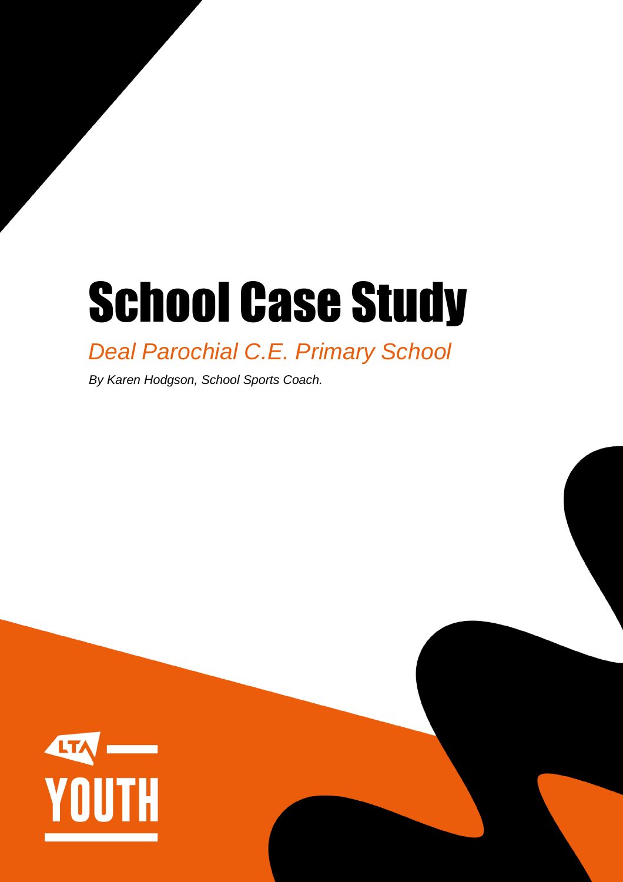# School Case Study

## *Deal Parochial C.E. Primary School*

*By Karen Hodgson, School Sports Coach.*

LTA YOUTH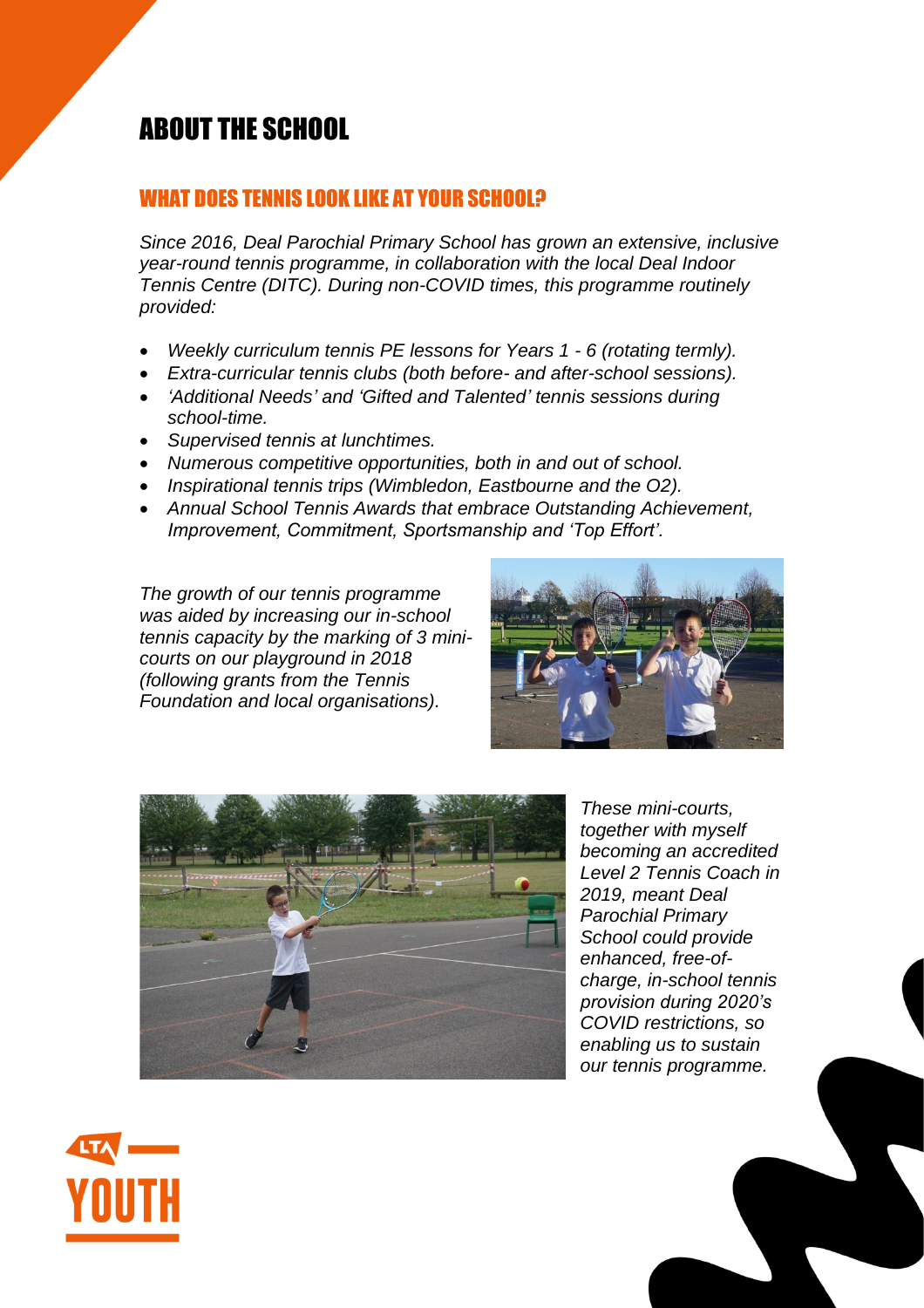# ABOUT THE SCHOOL

## WHAT DOES TENNIS LOOK LIKE AT YOUR SCHOOL?

*Since 2016, Deal Parochial Primary School has grown an extensive, inclusive year-round tennis programme, in collaboration with the local Deal Indoor Tennis Centre (DITC). During non-COVID times, this programme routinely provided:*

- *Weekly curriculum tennis PE lessons for Years 1 - 6 (rotating termly).*
- *Extra-curricular tennis clubs (both before- and after-school sessions).*
- *'Additional Needs' and 'Gifted and Talented' tennis sessions during school-time.*
- *Supervised tennis at lunchtimes.*
- *Numerous competitive opportunities, both in and out of school.*
- *Inspirational tennis trips (Wimbledon, Eastbourne and the O2).*
- *Annual School Tennis Awards that embrace Outstanding Achievement, Improvement, Commitment, Sportsmanship and 'Top Effort'.*

*The growth of our tennis programme was aided by increasing our in-school tennis capacity by the marking of 3 mini-courts on our playground in 2018 (following grants from the Tennis Foundation and local organisations).*

*These mini-courts, together with myself becoming an accredited Level 2 Tennis Coach in 2019, meant Deal Parochial Primary School could provide enhanced, free-of-charge, in-school tennis provision during 2020's COVID restrictions, so enabling us to sustain our tennis programme.*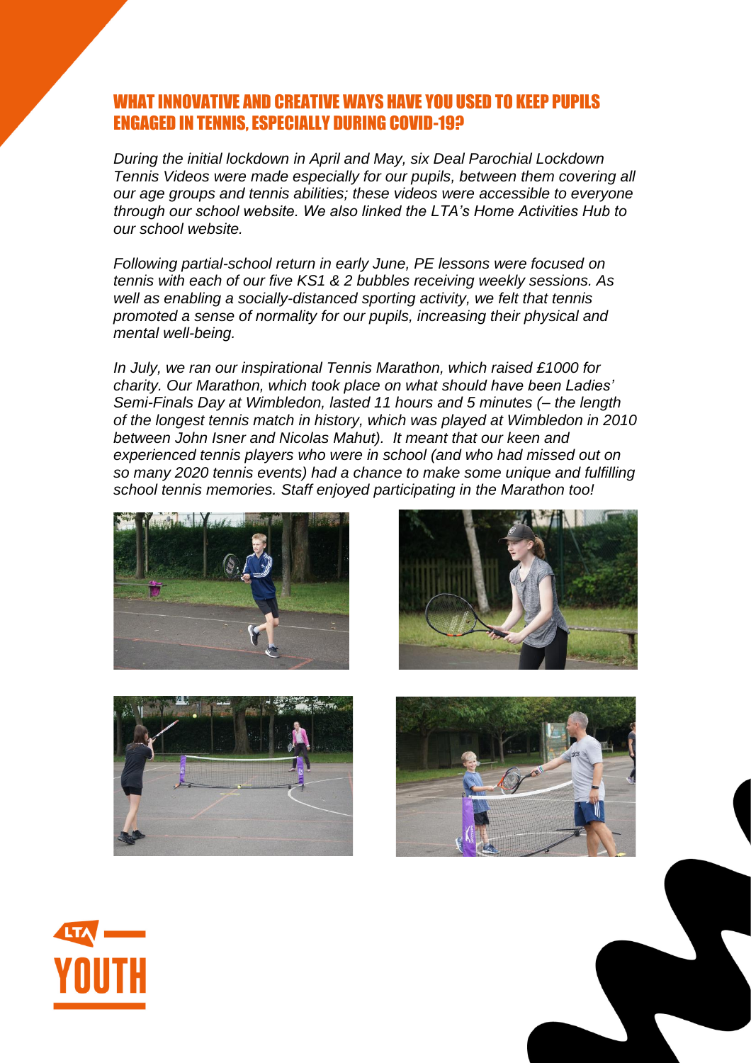## WHAT INNOVATIVE AND CREATIVE WAYS HAVE YOU USED TO KEEP PUPILS ENGAGED IN TENNIS, ESPECIALLY DURING COVID-19?

*During the initial lockdown in April and May, six Deal Parochial Lockdown Tennis Videos were made especially for our pupils, between them covering all our age groups and tennis abilities; these videos were accessible to everyone through our school website. We also linked the LTA's Home Activities Hub to our school website.*

*Following partial-school return in early June, PE lessons were focused on tennis with each of our five KS1 & 2 bubbles receiving weekly sessions. As well as enabling a socially-distanced sporting activity, we felt that tennis promoted a sense of normality for our pupils, increasing their physical and mental well-being.*

*In July, we ran our inspirational Tennis Marathon, which raised £1000 for charity. Our Marathon, which took place on what should have been Ladies' Semi-Finals Day at Wimbledon, lasted 11 hours and 5 minutes (– the length of the longest tennis match in history, which was played at Wimbledon in 2010 between John Isner and Nicolas Mahut). It meant that our keen and experienced tennis players who were in school (and who had missed out on so many 2020 tennis events) had a chance to make some unique and fulfilling school tennis memories. Staff enjoyed participating in the Marathon too!*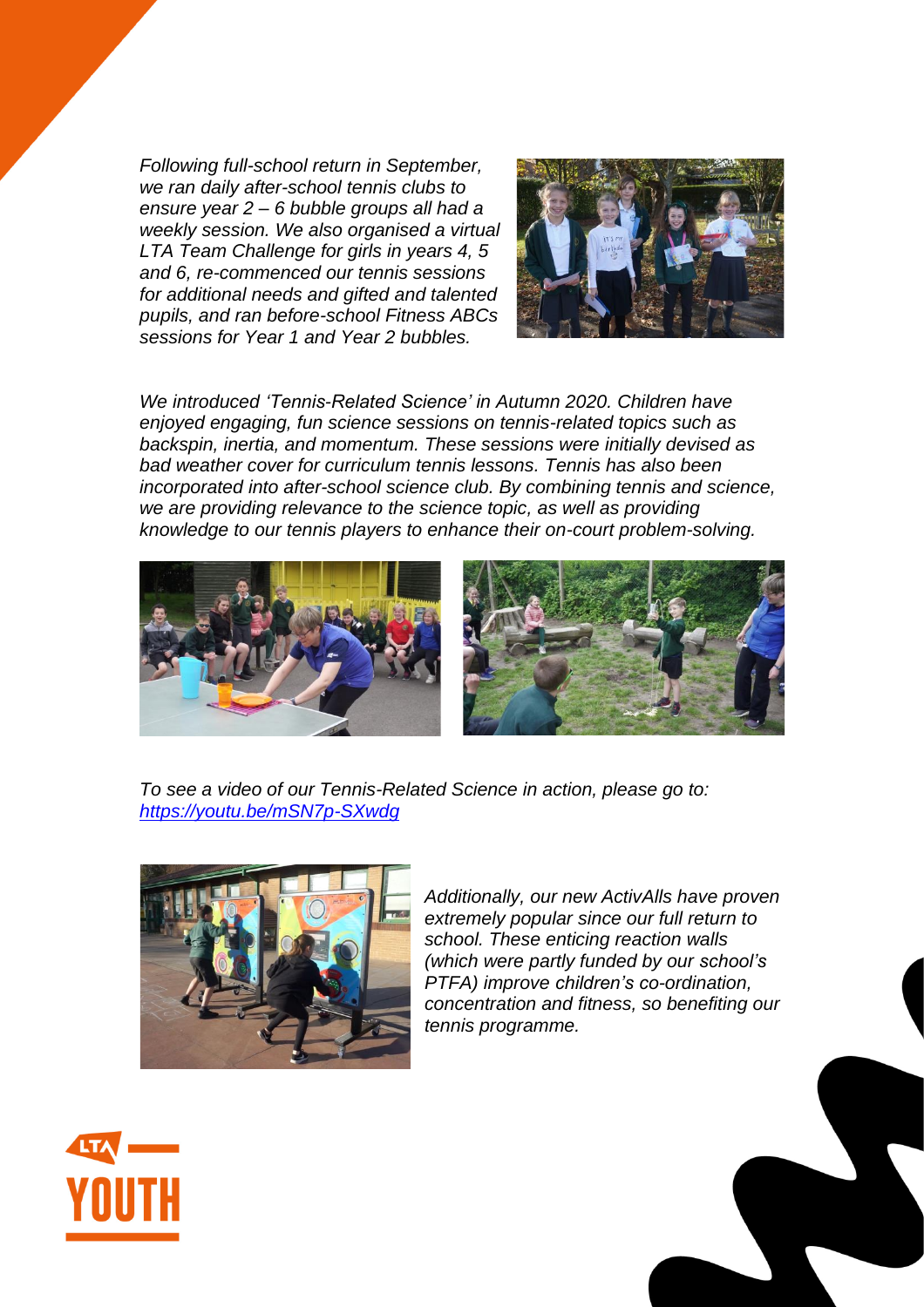*Following full-school return in September, we ran daily after-school tennis clubs to ensure year 2 – 6 bubble groups all had a weekly session. We also organised a virtual LTA Team Challenge for girls in years 4, 5 and 6, re-commenced our tennis sessions for additional needs and gifted and talented pupils, and ran before-school Fitness ABCs sessions for Year 1 and Year 2 bubbles.*

*We introduced 'Tennis-Related Science' in Autumn 2020. Children have enjoyed engaging, fun science sessions on tennis-related topics such as backspin, inertia, and momentum. These sessions were initially devised as bad weather cover for curriculum tennis lessons. Tennis has also been incorporated into after-school science club. By combining tennis and science, we are providing relevance to the science topic, as well as providing knowledge to our tennis players to enhance their on-court problem-solving.*

*To see a video of our Tennis-Related Science in action, please go to: [https://youtu.be/mSN7p-SXwdg](https://youtu.be/mSN7p-SXwdg)*

*Additionally, our new ActivAlls have proven extremely popular since our full return to school. These enticing reaction walls (which were partly funded by our school's PTFA) improve children's co-ordination, concentration and fitness, so benefiting our tennis programme.*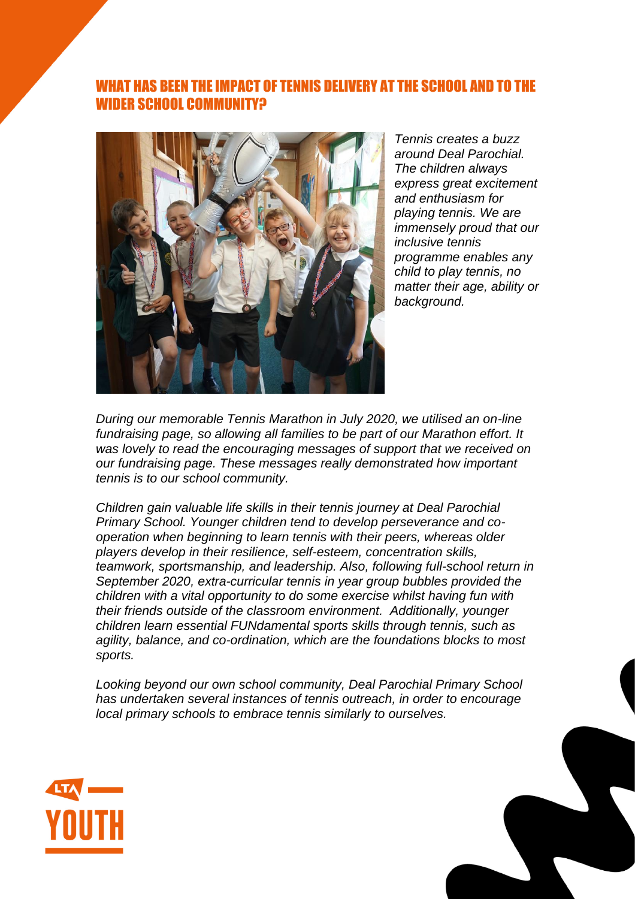## WHAT HAS BEEN THE IMPACT OF TENNIS DELIVERY AT THE SCHOOL AND TO THE WIDER SCHOOL COMMUNITY?

*Tennis creates a buzz around Deal Parochial. The children always express great excitement and enthusiasm for playing tennis. We are immensely proud that our inclusive tennis programme enables any child to play tennis, no matter their age, ability or background.*

*During our memorable Tennis Marathon in July 2020, we utilised an on-line fundraising page, so allowing all families to be part of our Marathon effort. It was lovely to read the encouraging messages of support that we received on our fundraising page. These messages really demonstrated how important tennis is to our school community.*

*Children gain valuable life skills in their tennis journey at Deal Parochial Primary School. Younger children tend to develop perseverance and co-operation when beginning to learn tennis with their peers, whereas older players develop in their resilience, self-esteem, concentration skills, teamwork, sportsmanship, and leadership. Also, following full-school return in September 2020, extra-curricular tennis in year group bubbles provided the children with a vital opportunity to do some exercise whilst having fun with their friends outside of the classroom environment. Additionally, younger children learn essential FUNdamental sports skills through tennis, such as agility, balance, and co-ordination, which are the foundations blocks to most sports.*

*Looking beyond our own school community, Deal Parochial Primary School has undertaken several instances of tennis outreach, in order to encourage local primary schools to embrace tennis similarly to ourselves.*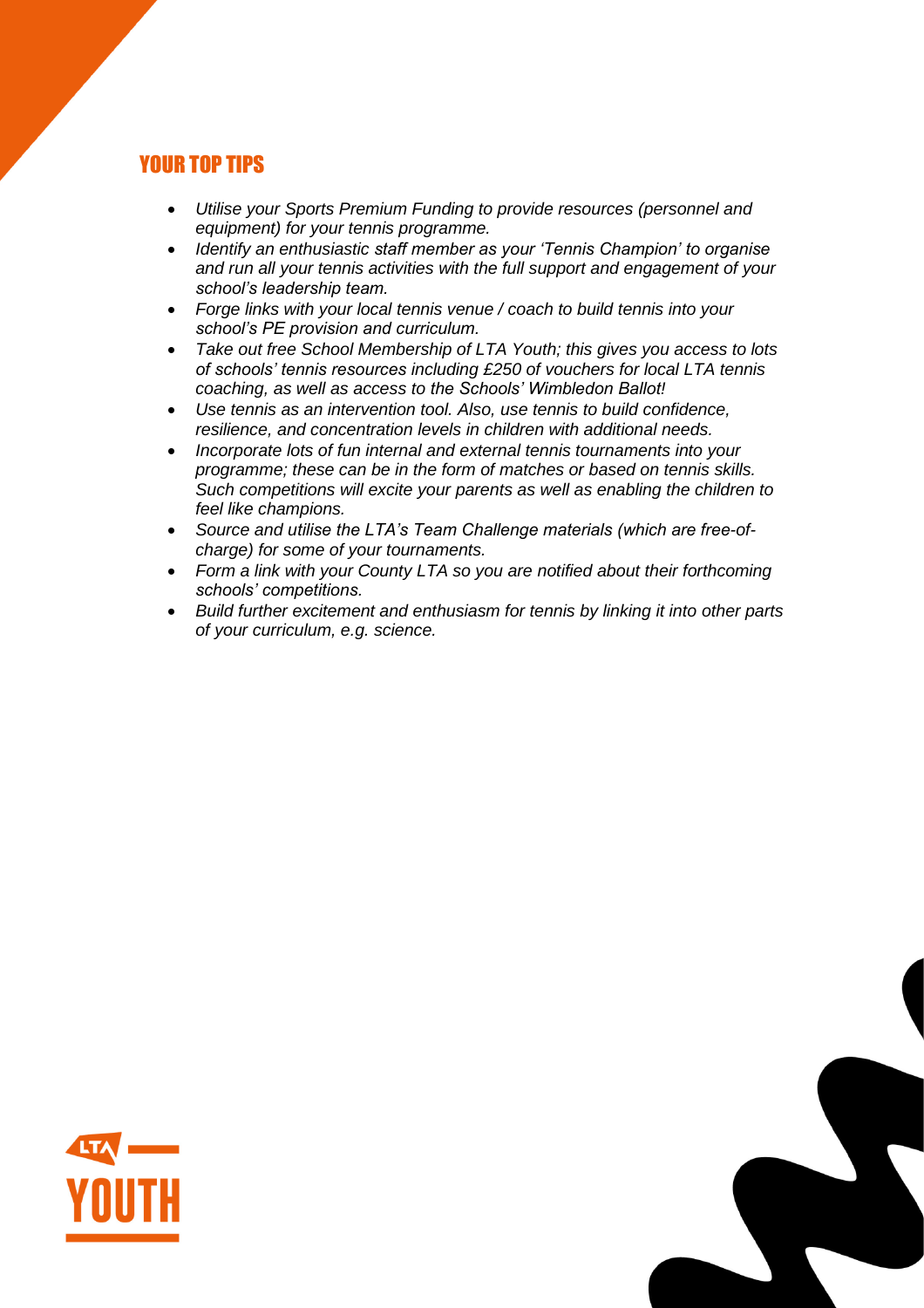## YOUR TOP TIPS

- *Utilise your Sports Premium Funding to provide resources (personnel and equipment) for your tennis programme.*
- *Identify an enthusiastic staff member as your 'Tennis Champion' to organise and run all your tennis activities with the full support and engagement of your school's leadership team.*
- *Forge links with your local tennis venue / coach to build tennis into your school's PE provision and curriculum.*
- *Take out free School Membership of LTA Youth; this gives you access to lots of schools' tennis resources including £250 of vouchers for local LTA tennis coaching, as well as access to the Schools' Wimbledon Ballot!*
- *Use tennis as an intervention tool. Also, use tennis to build confidence, resilience, and concentration levels in children with additional needs.*
- *Incorporate lots of fun internal and external tennis tournaments into your programme; these can be in the form of matches or based on tennis skills. Such competitions will excite your parents as well as enabling the children to feel like champions.*
- *Source and utilise the LTA's Team Challenge materials (which are free-of-charge) for some of your tournaments.*
- *Form a link with your County LTA so you are notified about their forthcoming schools' competitions.*
- *Build further excitement and enthusiasm for tennis by linking it into other parts of your curriculum, e.g. science.*

LTA YOUTH